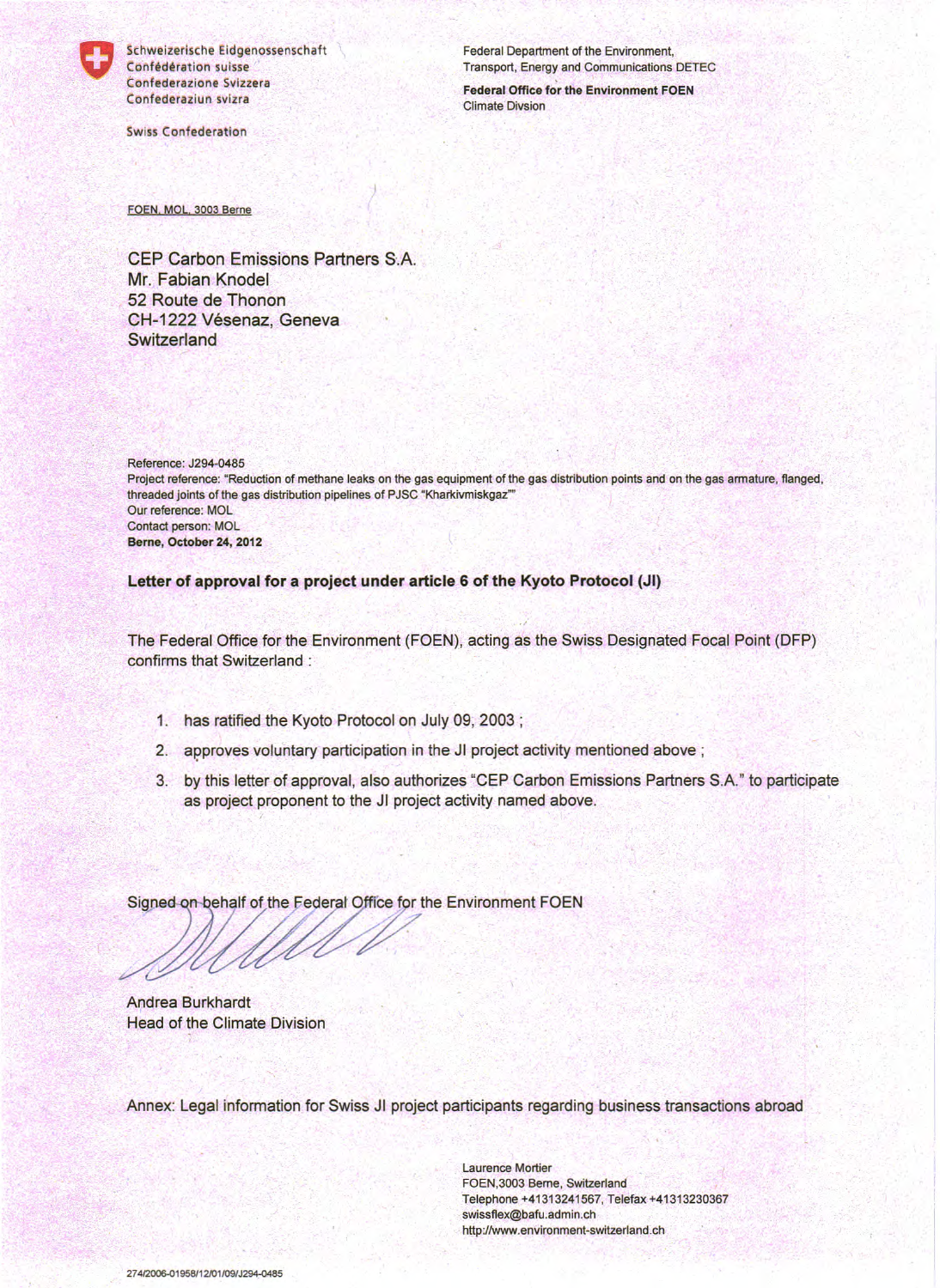Schweizerische Eidgenossenschaft
Confédération suisse
Confederazione Svizzera
Confederaziun svizra

Swiss Confederation

Federal Department of the Environment, Transport, Energy and Communications DETEC

**Federal Office for the Environment FOEN**
Climate Divsion

FOEN, MOL, 3003 Berne

CEP Carbon Emissions Partners S.A.
Mr. Fabian Knodel
52 Route de Thonon
CH-1222 Vésenaz, Geneva
Switzerland

Reference: J294-0485
Project reference: "Reduction of methane leaks on the gas equipment of the gas distribution points and on the gas armature, flanged, threaded joints of the gas distribution pipelines of PJSC "Kharkivmiskgaz""
Our reference: MOL
Contact person: MOL
**Berne, October 24, 2012**

**Letter of approval for a project under article 6 of the Kyoto Protocol (JI)**

The Federal Office for the Environment (FOEN), acting as the Swiss Designated Focal Point (DFP) confirms that Switzerland :

1. has ratified the Kyoto Protocol on July 09, 2003 ;
2. approves voluntary participation in the JI project activity mentioned above ;
3. by this letter of approval, also authorizes "CEP Carbon Emissions Partners S.A." to participate as project proponent to the JI project activity named above.

Signed on behalf of the Federal Office for the Environment FOEN

Andrea Burkhardt
Head of the Climate Division

Annex: Legal information for Swiss JI project participants regarding business transactions abroad

Laurence Mortier
FOEN,3003 Berne, Switzerland
Telephone +41313241567, Telefax +41313230367
swissflex@bafu.admin.ch
http://www.environment-switzerland.ch

274/2006-01958/12/01/09/J294-0485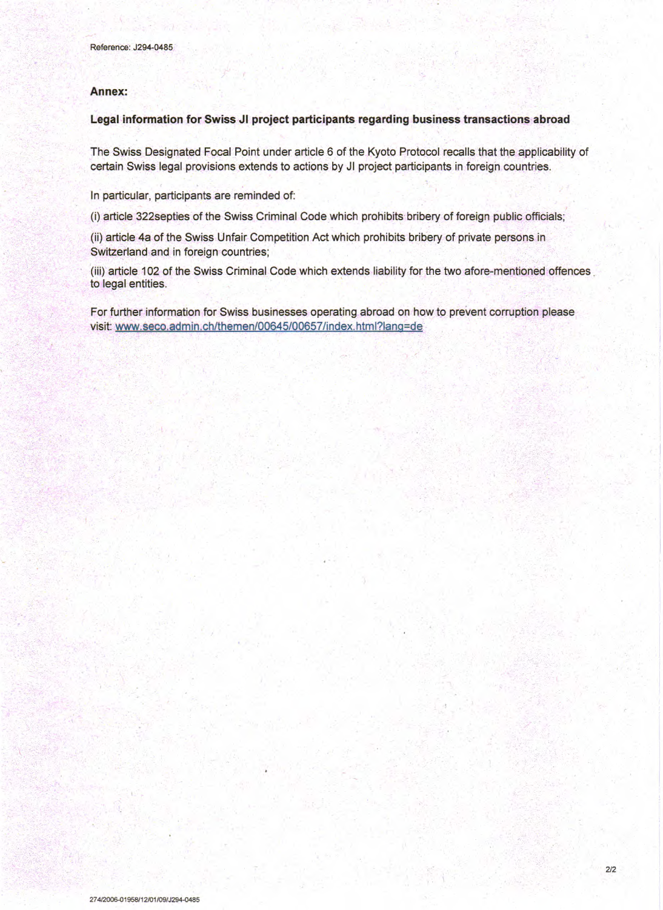Reference: J294-0485

**Annex:**

**Legal information for Swiss JI project participants regarding business transactions abroad**

The Swiss Designated Focal Point under article 6 of the Kyoto Protocol recalls that the applicability of certain Swiss legal provisions extends to actions by JI project participants in foreign countries.

In particular, participants are reminded of:

(i) article 322septies of the Swiss Criminal Code which prohibits bribery of foreign public officials;

(ii) article 4a of the Swiss Unfair Competition Act which prohibits bribery of private persons in Switzerland and in foreign countries;

(iii) article 102 of the Swiss Criminal Code which extends liability for the two afore-mentioned offences to legal entities.

For further information for Swiss businesses operating abroad on how to prevent corruption please visit: www.seco.admin.ch/themen/00645/00657/index.html?lang=de

274/2006-01958/12/01/09/J294-0485